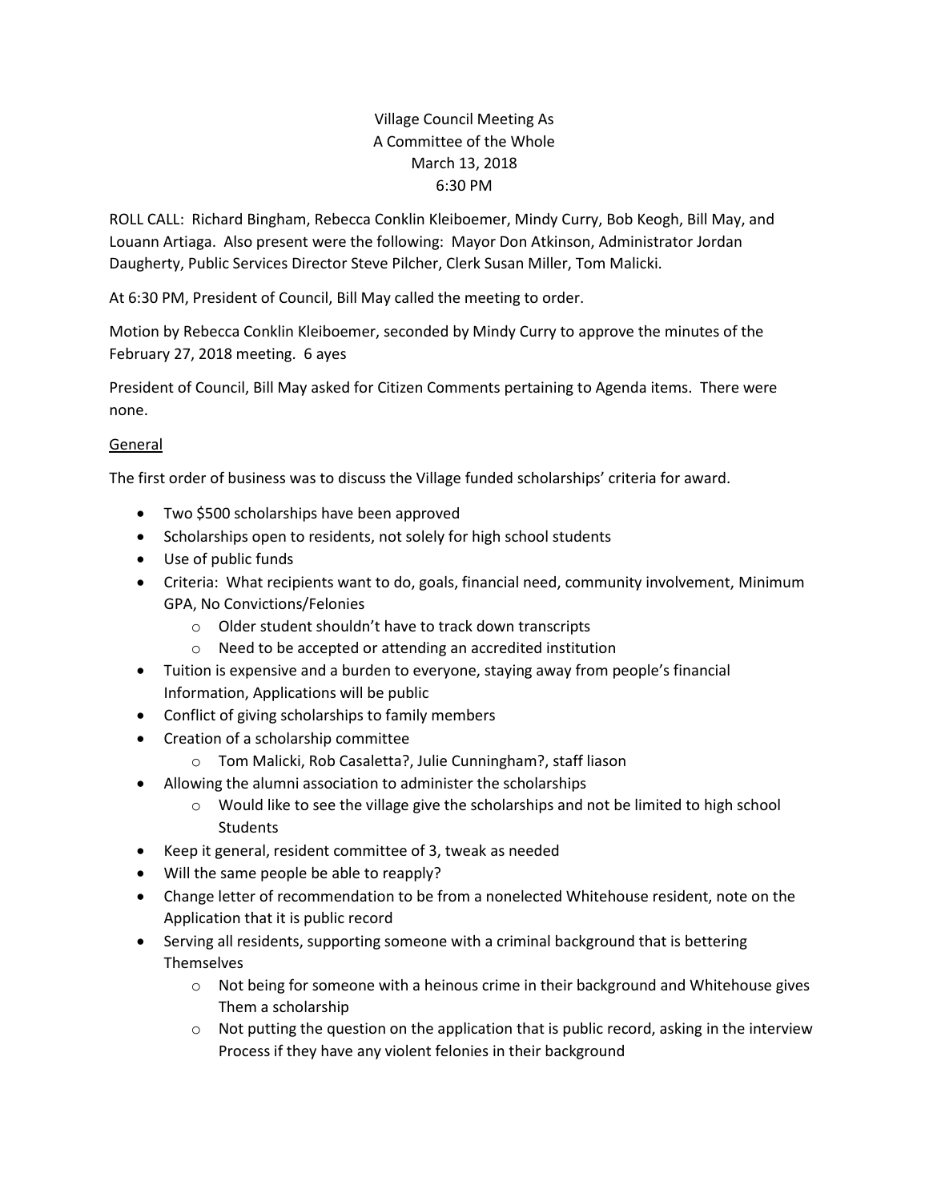# Village Council Meeting As
# A Committee of the Whole
# March 13, 2018
# 6:30 PM

ROLL CALL: Richard Bingham, Rebecca Conklin Kleiboemer, Mindy Curry, Bob Keogh, Bill May, and Louann Artiaga. Also present were the following: Mayor Don Atkinson, Administrator Jordan Daugherty, Public Services Director Steve Pilcher, Clerk Susan Miller, Tom Malicki.

At 6:30 PM, President of Council, Bill May called the meeting to order.

Motion by Rebecca Conklin Kleiboemer, seconded by Mindy Curry to approve the minutes of the February 27, 2018 meeting. 6 ayes

President of Council, Bill May asked for Citizen Comments pertaining to Agenda items. There were none.

<u>General</u>

The first order of business was to discuss the Village funded scholarships' criteria for award.

- Two $500 scholarships have been approved
- Scholarships open to residents, not solely for high school students
- Use of public funds
- Criteria: What recipients want to do, goals, financial need, community involvement, Minimum GPA, No Convictions/Felonies
  - Older student shouldn't have to track down transcripts
  - Need to be accepted or attending an accredited institution
- Tuition is expensive and a burden to everyone, staying away from people's financial Information, Applications will be public
- Conflict of giving scholarships to family members
- Creation of a scholarship committee
  - Tom Malicki, Rob Casaletta?, Julie Cunningham?, staff liason
- Allowing the alumni association to administer the scholarships
  - Would like to see the village give the scholarships and not be limited to high school Students
- Keep it general, resident committee of 3, tweak as needed
- Will the same people be able to reapply?
- Change letter of recommendation to be from a nonelected Whitehouse resident, note on the Application that it is public record
- Serving all residents, supporting someone with a criminal background that is bettering Themselves
  - Not being for someone with a heinous crime in their background and Whitehouse gives Them a scholarship
  - Not putting the question on the application that is public record, asking in the interview Process if they have any violent felonies in their background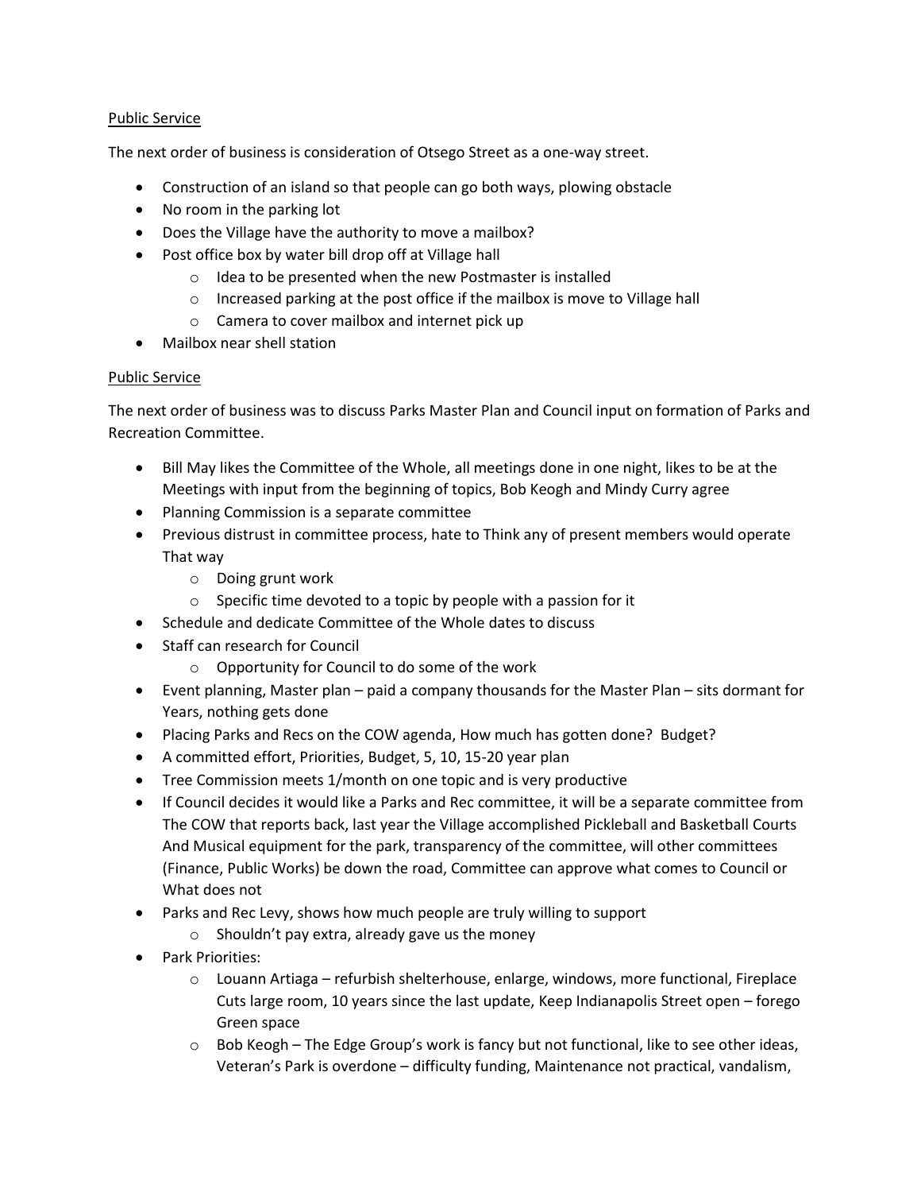Public Service

The next order of business is consideration of Otsego Street as a one-way street.

- Construction of an island so that people can go both ways, plowing obstacle
- No room in the parking lot
- Does the Village have the authority to move a mailbox?
- Post office box by water bill drop off at Village hall
  - Idea to be presented when the new Postmaster is installed
  - Increased parking at the post office if the mailbox is move to Village hall
  - Camera to cover mailbox and internet pick up
- Mailbox near shell station

Public Service

The next order of business was to discuss Parks Master Plan and Council input on formation of Parks and Recreation Committee.

- Bill May likes the Committee of the Whole, all meetings done in one night, likes to be at the Meetings with input from the beginning of topics, Bob Keogh and Mindy Curry agree
- Planning Commission is a separate committee
- Previous distrust in committee process, hate to Think any of present members would operate That way
  - Doing grunt work
  - Specific time devoted to a topic by people with a passion for it
- Schedule and dedicate Committee of the Whole dates to discuss
- Staff can research for Council
  - Opportunity for Council to do some of the work
- Event planning, Master plan – paid a company thousands for the Master Plan – sits dormant for Years, nothing gets done
- Placing Parks and Recs on the COW agenda, How much has gotten done? Budget?
- A committed effort, Priorities, Budget, 5, 10, 15-20 year plan
- Tree Commission meets 1/month on one topic and is very productive
- If Council decides it would like a Parks and Rec committee, it will be a separate committee from The COW that reports back, last year the Village accomplished Pickleball and Basketball Courts And Musical equipment for the park, transparency of the committee, will other committees (Finance, Public Works) be down the road, Committee can approve what comes to Council or What does not
- Parks and Rec Levy, shows how much people are truly willing to support
  - Shouldn't pay extra, already gave us the money
- Park Priorities:
  - Louann Artiaga – refurbish shelterhouse, enlarge, windows, more functional, Fireplace Cuts large room, 10 years since the last update, Keep Indianapolis Street open – forego Green space
  - Bob Keogh – The Edge Group's work is fancy but not functional, like to see other ideas, Veteran's Park is overdone – difficulty funding, Maintenance not practical, vandalism,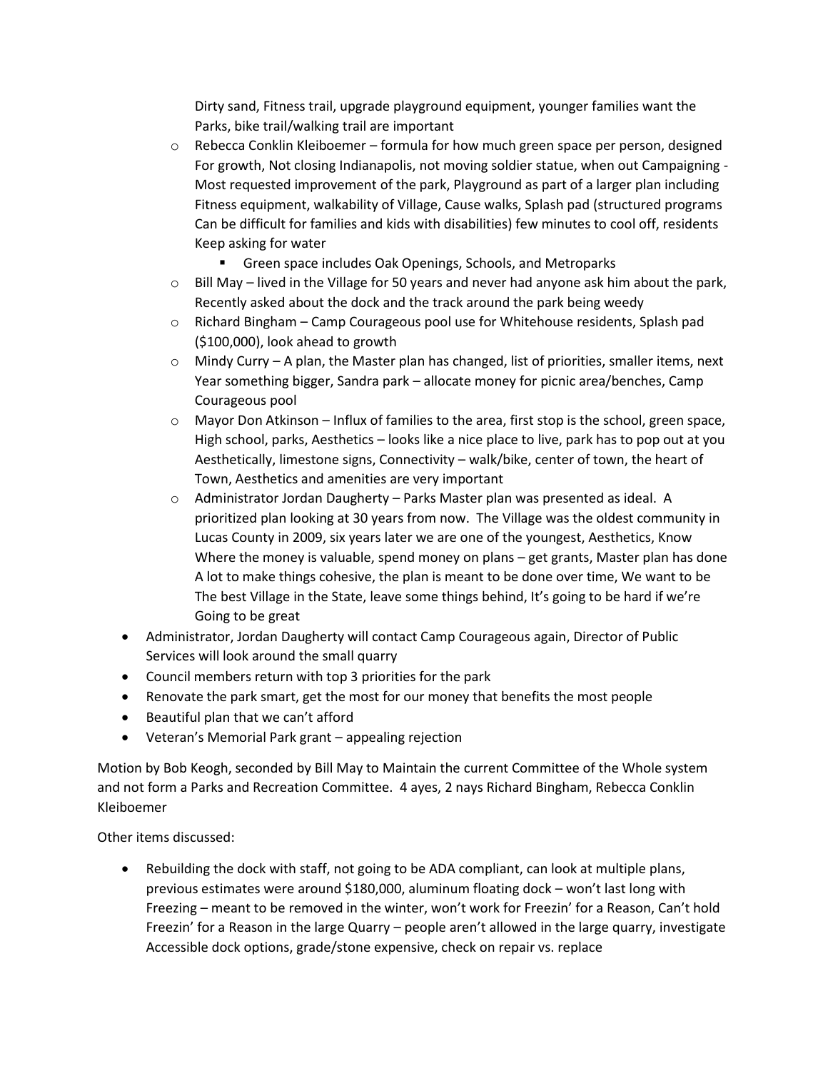Dirty sand, Fitness trail, upgrade playground equipment, younger families want the Parks, bike trail/walking trail are important

- Rebecca Conklin Kleiboemer – formula for how much green space per person, designed For growth, Not closing Indianapolis, not moving soldier statue, when out Campaigning - Most requested improvement of the park, Playground as part of a larger plan including Fitness equipment, walkability of Village, Cause walks, Splash pad (structured programs Can be difficult for families and kids with disabilities) few minutes to cool off, residents Keep asking for water
  - Green space includes Oak Openings, Schools, and Metroparks
- Bill May – lived in the Village for 50 years and never had anyone ask him about the park, Recently asked about the dock and the track around the park being weedy
- Richard Bingham – Camp Courageous pool use for Whitehouse residents, Splash pad ($100,000), look ahead to growth
- Mindy Curry – A plan, the Master plan has changed, list of priorities, smaller items, next Year something bigger, Sandra park – allocate money for picnic area/benches, Camp Courageous pool
- Mayor Don Atkinson – Influx of families to the area, first stop is the school, green space, High school, parks, Aesthetics – looks like a nice place to live, park has to pop out at you Aesthetically, limestone signs, Connectivity – walk/bike, center of town, the heart of Town, Aesthetics and amenities are very important
- Administrator Jordan Daugherty – Parks Master plan was presented as ideal. A prioritized plan looking at 30 years from now. The Village was the oldest community in Lucas County in 2009, six years later we are one of the youngest, Aesthetics, Know Where the money is valuable, spend money on plans – get grants, Master plan has done A lot to make things cohesive, the plan is meant to be done over time, We want to be The best Village in the State, leave some things behind, It's going to be hard if we're Going to be great

- Administrator, Jordan Daugherty will contact Camp Courageous again, Director of Public Services will look around the small quarry
- Council members return with top 3 priorities for the park
- Renovate the park smart, get the most for our money that benefits the most people
- Beautiful plan that we can't afford
- Veteran's Memorial Park grant – appealing rejection

Motion by Bob Keogh, seconded by Bill May to Maintain the current Committee of the Whole system and not form a Parks and Recreation Committee. 4 ayes, 2 nays Richard Bingham, Rebecca Conklin Kleiboemer

Other items discussed:

- Rebuilding the dock with staff, not going to be ADA compliant, can look at multiple plans, previous estimates were around $180,000, aluminum floating dock – won't last long with Freezing – meant to be removed in the winter, won't work for Freezin' for a Reason, Can't hold Freezin' for a Reason in the large Quarry – people aren't allowed in the large quarry, investigate Accessible dock options, grade/stone expensive, check on repair vs. replace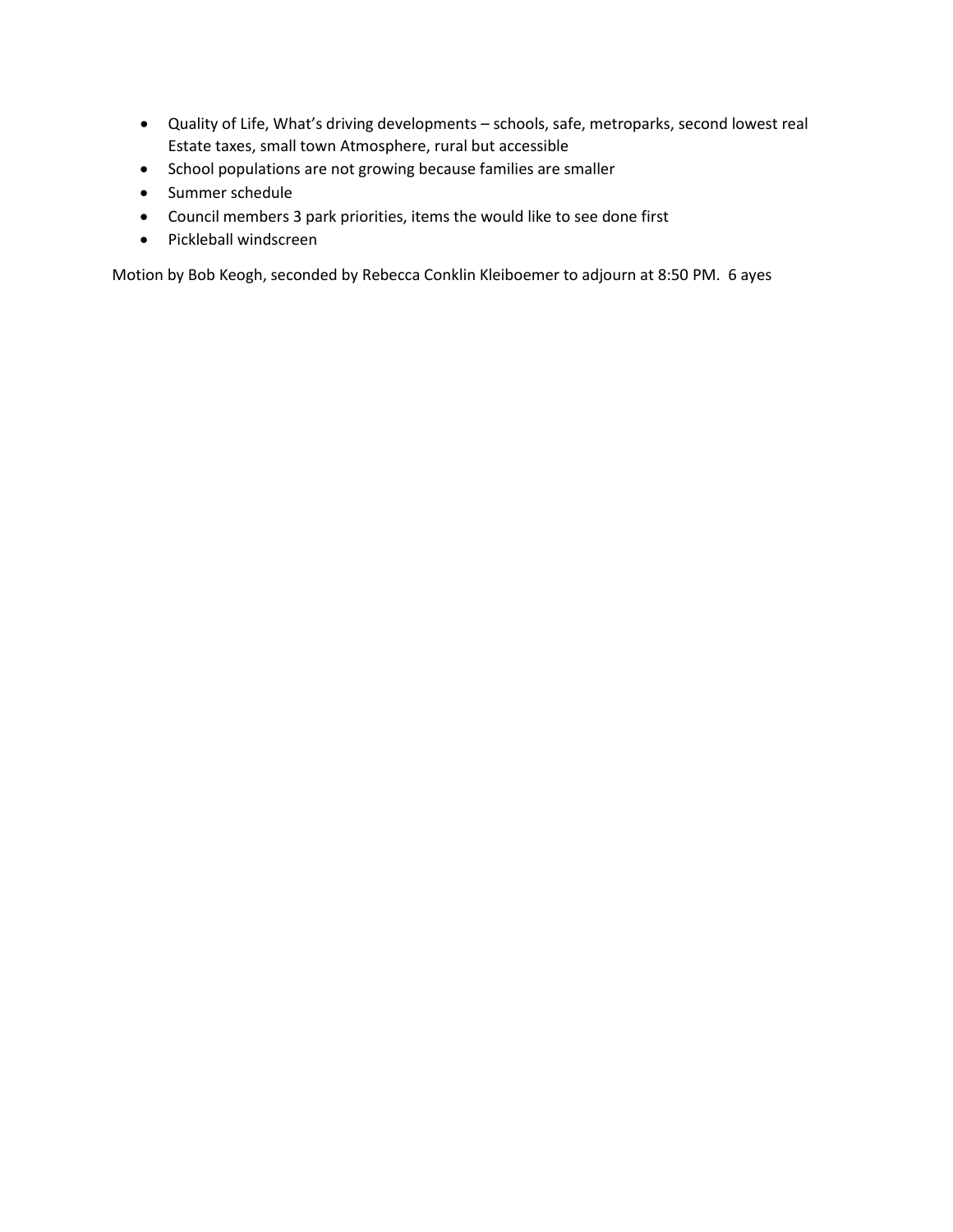- Quality of Life, What's driving developments – schools, safe, metroparks, second lowest real Estate taxes, small town Atmosphere, rural but accessible
- School populations are not growing because families are smaller
- Summer schedule
- Council members 3 park priorities, items the would like to see done first
- Pickleball windscreen

Motion by Bob Keogh, seconded by Rebecca Conklin Kleiboemer to adjourn at 8:50 PM. 6 ayes